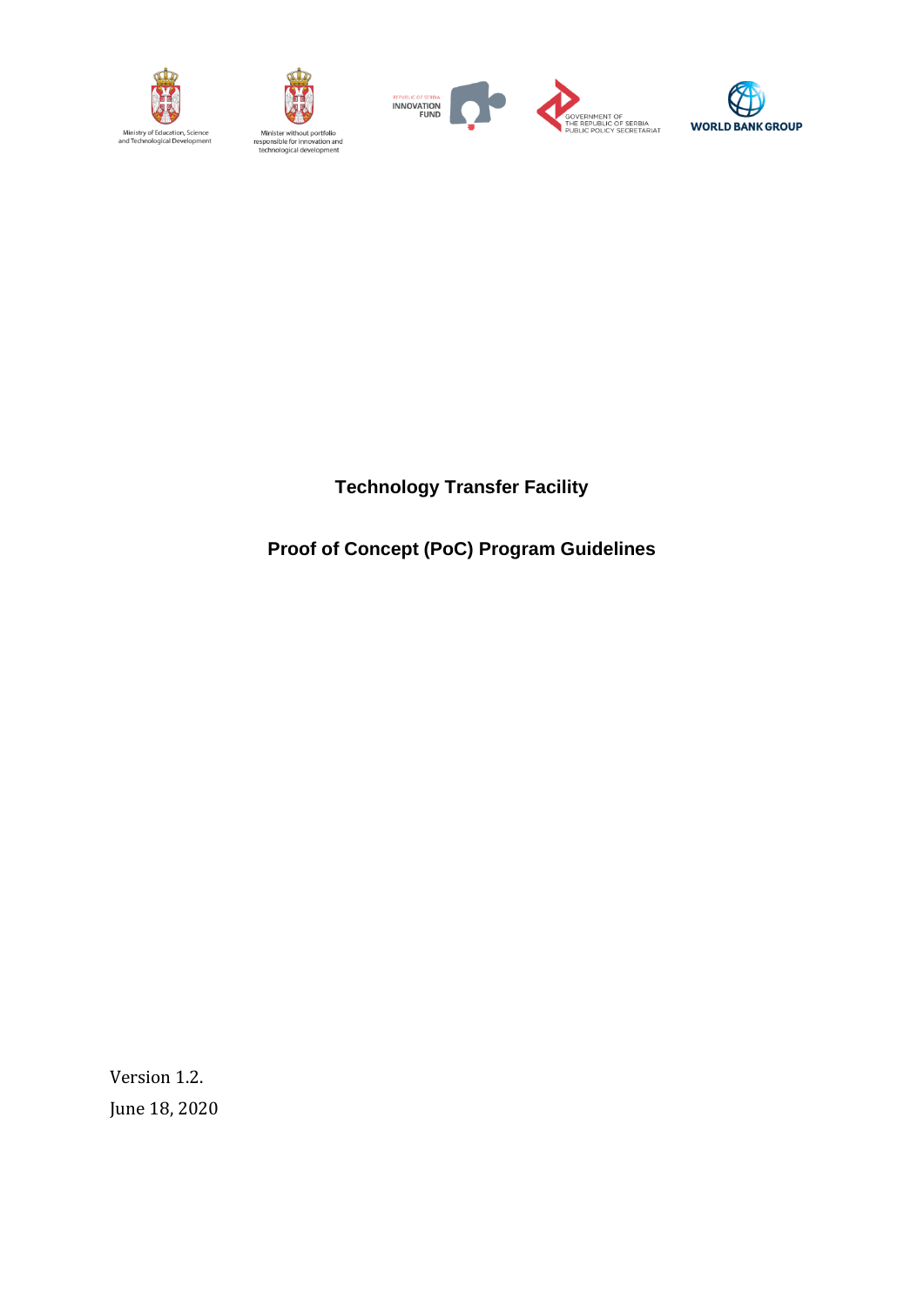Ministry of Education, Science and Technological Development

Minister without portfolio responsible for innovation and technological development

REPUBLIC OF SERBIA INNOVATION FUND

GOVERNMENT OF THE REPUBLIC OF SERBIA PUBLIC POLICY SECRETARIAT

WORLD BANK GROUP

# Technology Transfer Facility

## Proof of Concept (PoC) Program Guidelines

Version 1.2.

June 18, 2020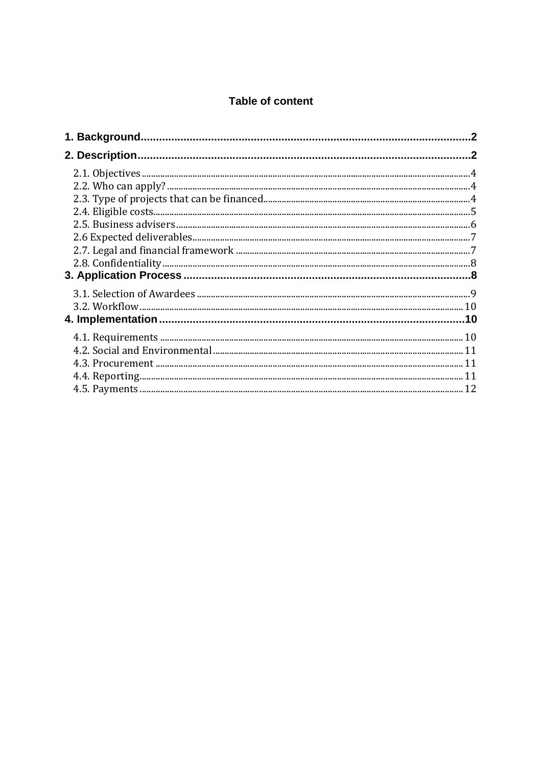# Table of content

**1. Background** ........................................................................................... **2**

**2. Description** ............................................................................................ **2**

- 2.1. Objectives ........................................................................................ 4
- 2.2. Who can apply? ................................................................................. 4
- 2.3. Type of projects that can be financed ................................................ 4
- 2.4. Eligible costs ..................................................................................... 5
- 2.5. Business advisers .............................................................................. 6
- 2.6 Expected deliverables ......................................................................... 7
- 2.7. Legal and financial framework .......................................................... 7
- 2.8. Confidentiality ................................................................................... 8

**3. Application Process** ............................................................................... **8**

- 3.1. Selection of Awardees ...................................................................... 9
- 3.2. Workflow .......................................................................................... 10

**4. Implementation** ..................................................................................... **10**

- 4.1. Requirements ................................................................................... 10
- 4.2. Social and Environmental ................................................................. 11
- 4.3. Procurement ..................................................................................... 11
- 4.4. Reporting .......................................................................................... 11
- 4.5. Payments .......................................................................................... 12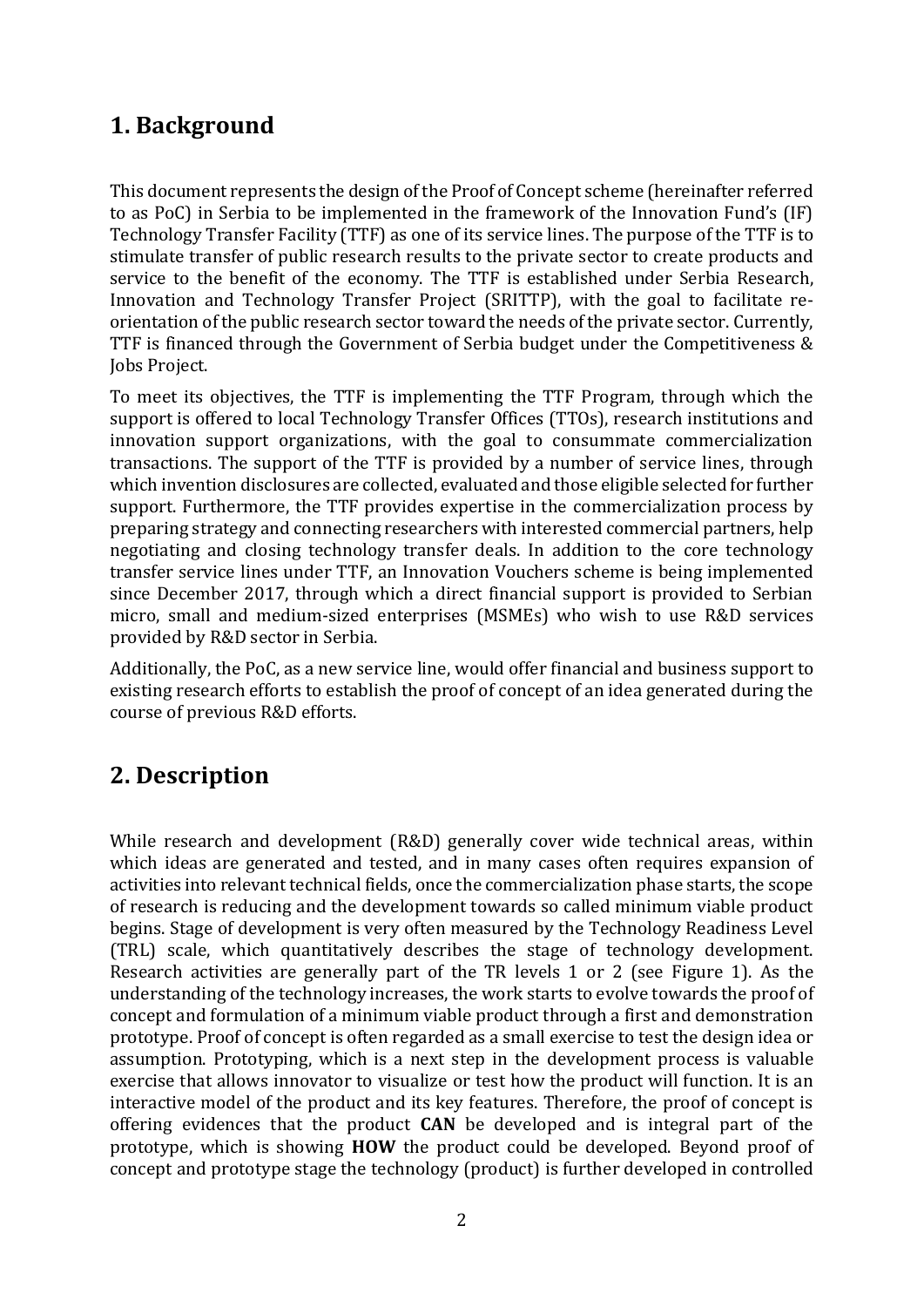## 1. Background

This document represents the design of the Proof of Concept scheme (hereinafter referred to as PoC) in Serbia to be implemented in the framework of the Innovation Fund's (IF) Technology Transfer Facility (TTF) as one of its service lines. The purpose of the TTF is to stimulate transfer of public research results to the private sector to create products and service to the benefit of the economy. The TTF is established under Serbia Research, Innovation and Technology Transfer Project (SRITTP), with the goal to facilitate re-orientation of the public research sector toward the needs of the private sector. Currently, TTF is financed through the Government of Serbia budget under the Competitiveness & Jobs Project.

To meet its objectives, the TTF is implementing the TTF Program, through which the support is offered to local Technology Transfer Offices (TTOs), research institutions and innovation support organizations, with the goal to consummate commercialization transactions. The support of the TTF is provided by a number of service lines, through which invention disclosures are collected, evaluated and those eligible selected for further support. Furthermore, the TTF provides expertise in the commercialization process by preparing strategy and connecting researchers with interested commercial partners, help negotiating and closing technology transfer deals. In addition to the core technology transfer service lines under TTF, an Innovation Vouchers scheme is being implemented since December 2017, through which a direct financial support is provided to Serbian micro, small and medium-sized enterprises (MSMEs) who wish to use R&D services provided by R&D sector in Serbia.

Additionally, the PoC, as a new service line, would offer financial and business support to existing research efforts to establish the proof of concept of an idea generated during the course of previous R&D efforts.

## 2. Description

While research and development (R&D) generally cover wide technical areas, within which ideas are generated and tested, and in many cases often requires expansion of activities into relevant technical fields, once the commercialization phase starts, the scope of research is reducing and the development towards so called minimum viable product begins. Stage of development is very often measured by the Technology Readiness Level (TRL) scale, which quantitatively describes the stage of technology development. Research activities are generally part of the TR levels 1 or 2 (see Figure 1). As the understanding of the technology increases, the work starts to evolve towards the proof of concept and formulation of a minimum viable product through a first and demonstration prototype. Proof of concept is often regarded as a small exercise to test the design idea or assumption. Prototyping, which is a next step in the development process is valuable exercise that allows innovator to visualize or test how the product will function. It is an interactive model of the product and its key features. Therefore, the proof of concept is offering evidences that the product **CAN** be developed and is integral part of the prototype, which is showing **HOW** the product could be developed. Beyond proof of concept and prototype stage the technology (product) is further developed in controlled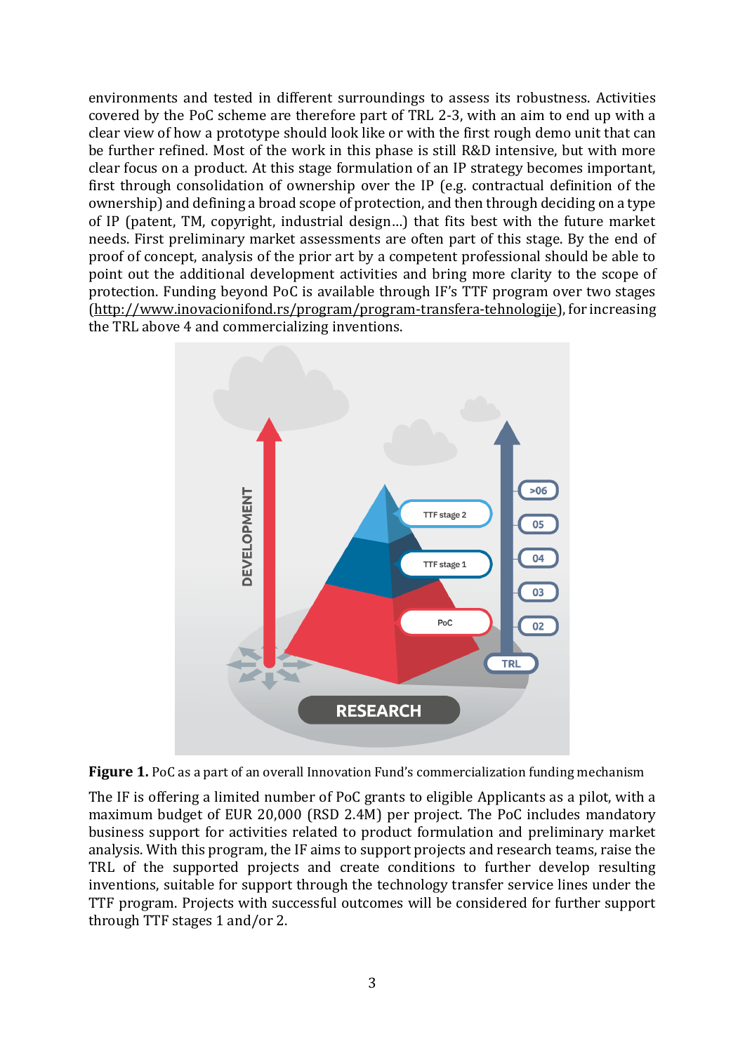environments and tested in different surroundings to assess its robustness. Activities covered by the PoC scheme are therefore part of TRL 2-3, with an aim to end up with a clear view of how a prototype should look like or with the first rough demo unit that can be further refined. Most of the work in this phase is still R&D intensive, but with more clear focus on a product. At this stage formulation of an IP strategy becomes important, first through consolidation of ownership over the IP (e.g. contractual definition of the ownership) and defining a broad scope of protection, and then through deciding on a type of IP (patent, TM, copyright, industrial design…) that fits best with the future market needs. First preliminary market assessments are often part of this stage. By the end of proof of concept, analysis of the prior art by a competent professional should be able to point out the additional development activities and bring more clarity to the scope of protection. Funding beyond PoC is available through IF's TTF program over two stages (http://www.inovacionifond.rs/program/program-transfera-tehnologije), for increasing the TRL above 4 and commercializing inventions.

**Figure 1.** PoC as a part of an overall Innovation Fund's commercialization funding mechanism

The IF is offering a limited number of PoC grants to eligible Applicants as a pilot, with a maximum budget of EUR 20,000 (RSD 2.4M) per project. The PoC includes mandatory business support for activities related to product formulation and preliminary market analysis. With this program, the IF aims to support projects and research teams, raise the TRL of the supported projects and create conditions to further develop resulting inventions, suitable for support through the technology transfer service lines under the TTF program. Projects with successful outcomes will be considered for further support through TTF stages 1 and/or 2.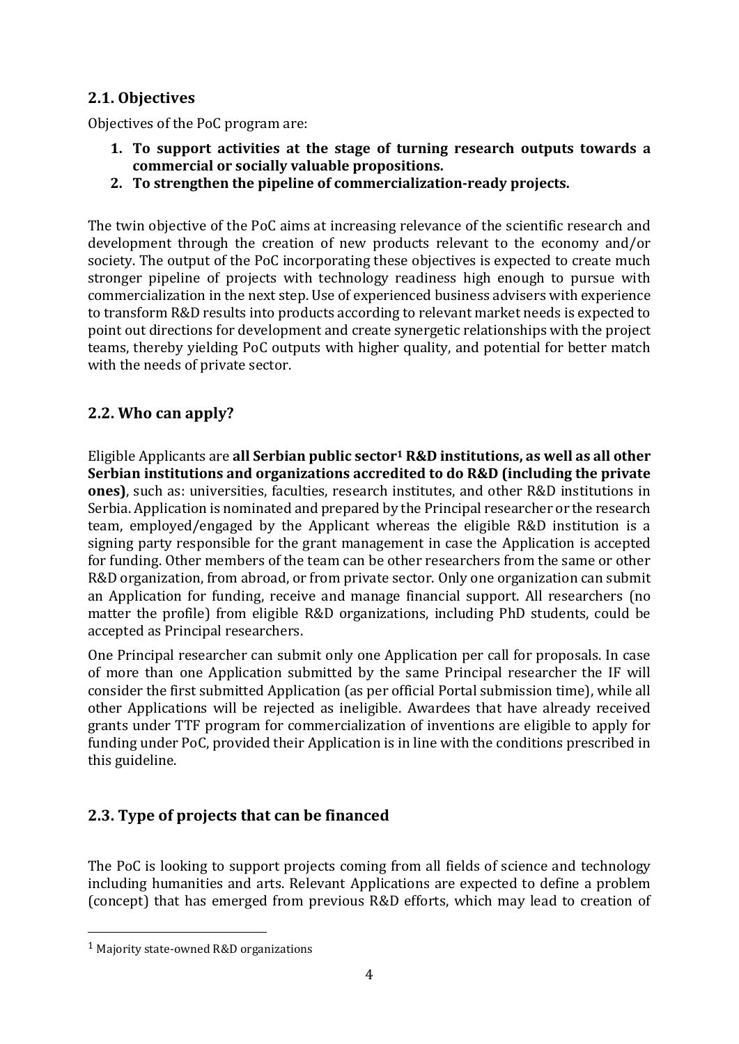## 2.1. Objectives

Objectives of the PoC program are:

1. **To support activities at the stage of turning research outputs towards a commercial or socially valuable propositions.**
2. **To strengthen the pipeline of commercialization-ready projects.**

The twin objective of the PoC aims at increasing relevance of the scientific research and development through the creation of new products relevant to the economy and/or society. The output of the PoC incorporating these objectives is expected to create much stronger pipeline of projects with technology readiness high enough to pursue with commercialization in the next step. Use of experienced business advisers with experience to transform R&D results into products according to relevant market needs is expected to point out directions for development and create synergetic relationships with the project teams, thereby yielding PoC outputs with higher quality, and potential for better match with the needs of private sector.

## 2.2. Who can apply?

Eligible Applicants are **all Serbian public sector[1] R&D institutions, as well as all other Serbian institutions and organizations accredited to do R&D (including the private ones)**, such as: universities, faculties, research institutes, and other R&D institutions in Serbia. Application is nominated and prepared by the Principal researcher or the research team, employed/engaged by the Applicant whereas the eligible R&D institution is a signing party responsible for the grant management in case the Application is accepted for funding. Other members of the team can be other researchers from the same or other R&D organization, from abroad, or from private sector. Only one organization can submit an Application for funding, receive and manage financial support. All researchers (no matter the profile) from eligible R&D organizations, including PhD students, could be accepted as Principal researchers.

One Principal researcher can submit only one Application per call for proposals. In case of more than one Application submitted by the same Principal researcher the IF will consider the first submitted Application (as per official Portal submission time), while all other Applications will be rejected as ineligible. Awardees that have already received grants under TTF program for commercialization of inventions are eligible to apply for funding under PoC, provided their Application is in line with the conditions prescribed in this guideline.

## 2.3. Type of projects that can be financed

The PoC is looking to support projects coming from all fields of science and technology including humanities and arts. Relevant Applications are expected to define a problem (concept) that has emerged from previous R&D efforts, which may lead to creation of

[1] Majority state-owned R&D organizations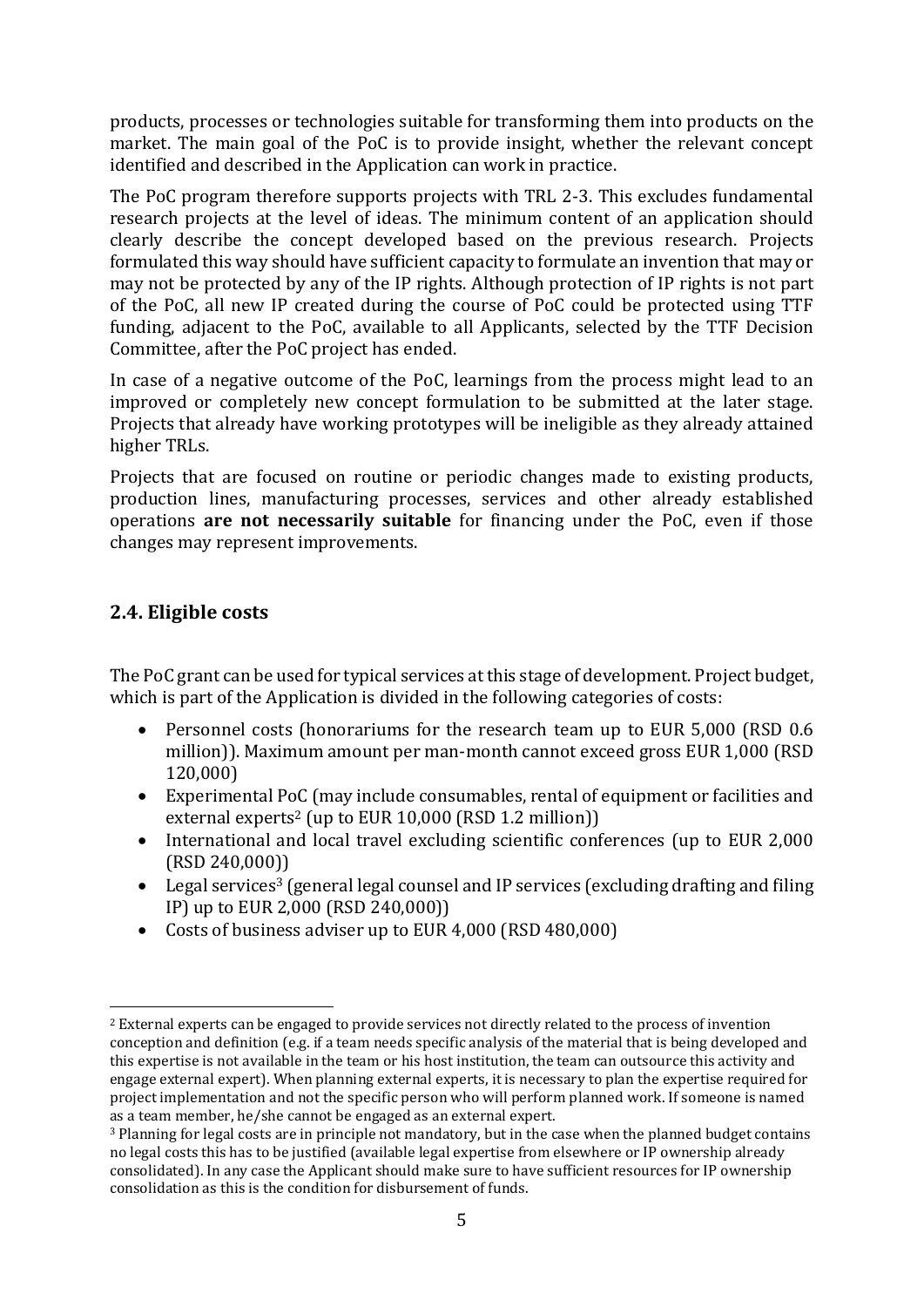products, processes or technologies suitable for transforming them into products on the market. The main goal of the PoC is to provide insight, whether the relevant concept identified and described in the Application can work in practice.

The PoC program therefore supports projects with TRL 2-3. This excludes fundamental research projects at the level of ideas. The minimum content of an application should clearly describe the concept developed based on the previous research. Projects formulated this way should have sufficient capacity to formulate an invention that may or may not be protected by any of the IP rights. Although protection of IP rights is not part of the PoC, all new IP created during the course of PoC could be protected using TTF funding, adjacent to the PoC, available to all Applicants, selected by the TTF Decision Committee, after the PoC project has ended.

In case of a negative outcome of the PoC, learnings from the process might lead to an improved or completely new concept formulation to be submitted at the later stage. Projects that already have working prototypes will be ineligible as they already attained higher TRLs.

Projects that are focused on routine or periodic changes made to existing products, production lines, manufacturing processes, services and other already established operations **are not necessarily suitable** for financing under the PoC, even if those changes may represent improvements.

## 2.4. Eligible costs

The PoC grant can be used for typical services at this stage of development. Project budget, which is part of the Application is divided in the following categories of costs:

- Personnel costs (honorariums for the research team up to EUR 5,000 (RSD 0.6 million)). Maximum amount per man-month cannot exceed gross EUR 1,000 (RSD 120,000)
- Experimental PoC (may include consumables, rental of equipment or facilities and external experts[2] (up to EUR 10,000 (RSD 1.2 million))
- International and local travel excluding scientific conferences (up to EUR 2,000 (RSD 240,000))
- Legal services[3] (general legal counsel and IP services (excluding drafting and filing IP) up to EUR 2,000 (RSD 240,000))
- Costs of business adviser up to EUR 4,000 (RSD 480,000)

[2] External experts can be engaged to provide services not directly related to the process of invention conception and definition (e.g. if a team needs specific analysis of the material that is being developed and this expertise is not available in the team or his host institution, the team can outsource this activity and engage external expert). When planning external experts, it is necessary to plan the expertise required for project implementation and not the specific person who will perform planned work. If someone is named as a team member, he/she cannot be engaged as an external expert.

[3] Planning for legal costs are in principle not mandatory, but in the case when the planned budget contains no legal costs this has to be justified (available legal expertise from elsewhere or IP ownership already consolidated). In any case the Applicant should make sure to have sufficient resources for IP ownership consolidation as this is the condition for disbursement of funds.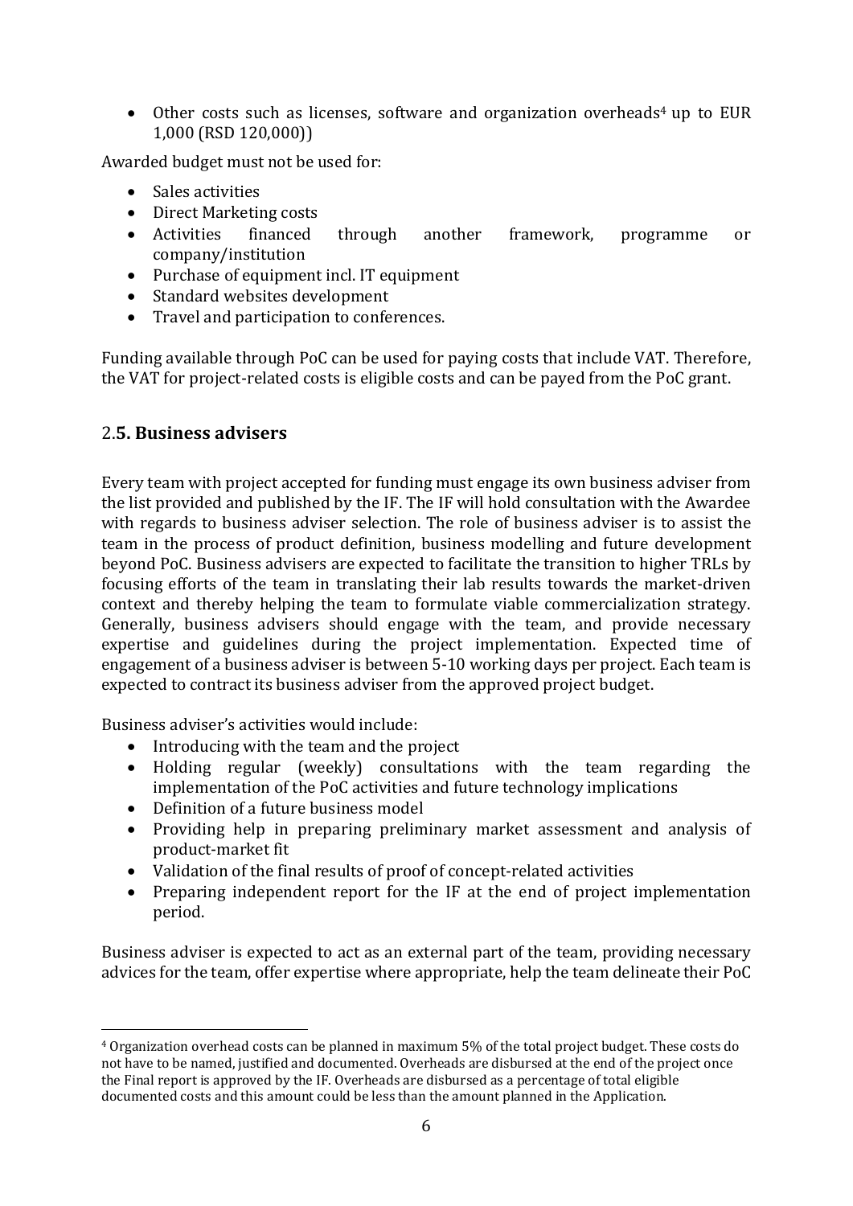- Other costs such as licenses, software and organization overheads[4] up to EUR 1,000 (RSD 120,000))

Awarded budget must not be used for:

- Sales activities
- Direct Marketing costs
- Activities financed through another framework, programme or company/institution
- Purchase of equipment incl. IT equipment
- Standard websites development
- Travel and participation to conferences.

Funding available through PoC can be used for paying costs that include VAT. Therefore, the VAT for project-related costs is eligible costs and can be payed from the PoC grant.

## 2.5. Business advisers

Every team with project accepted for funding must engage its own business adviser from the list provided and published by the IF. The IF will hold consultation with the Awardee with regards to business adviser selection. The role of business adviser is to assist the team in the process of product definition, business modelling and future development beyond PoC. Business advisers are expected to facilitate the transition to higher TRLs by focusing efforts of the team in translating their lab results towards the market-driven context and thereby helping the team to formulate viable commercialization strategy. Generally, business advisers should engage with the team, and provide necessary expertise and guidelines during the project implementation. Expected time of engagement of a business adviser is between 5-10 working days per project. Each team is expected to contract its business adviser from the approved project budget.

Business adviser's activities would include:

- Introducing with the team and the project
- Holding regular (weekly) consultations with the team regarding the implementation of the PoC activities and future technology implications
- Definition of a future business model
- Providing help in preparing preliminary market assessment and analysis of product-market fit
- Validation of the final results of proof of concept-related activities
- Preparing independent report for the IF at the end of project implementation period.

Business adviser is expected to act as an external part of the team, providing necessary advices for the team, offer expertise where appropriate, help the team delineate their PoC

[4] Organization overhead costs can be planned in maximum 5% of the total project budget. These costs do not have to be named, justified and documented. Overheads are disbursed at the end of the project once the Final report is approved by the IF. Overheads are disbursed as a percentage of total eligible documented costs and this amount could be less than the amount planned in the Application.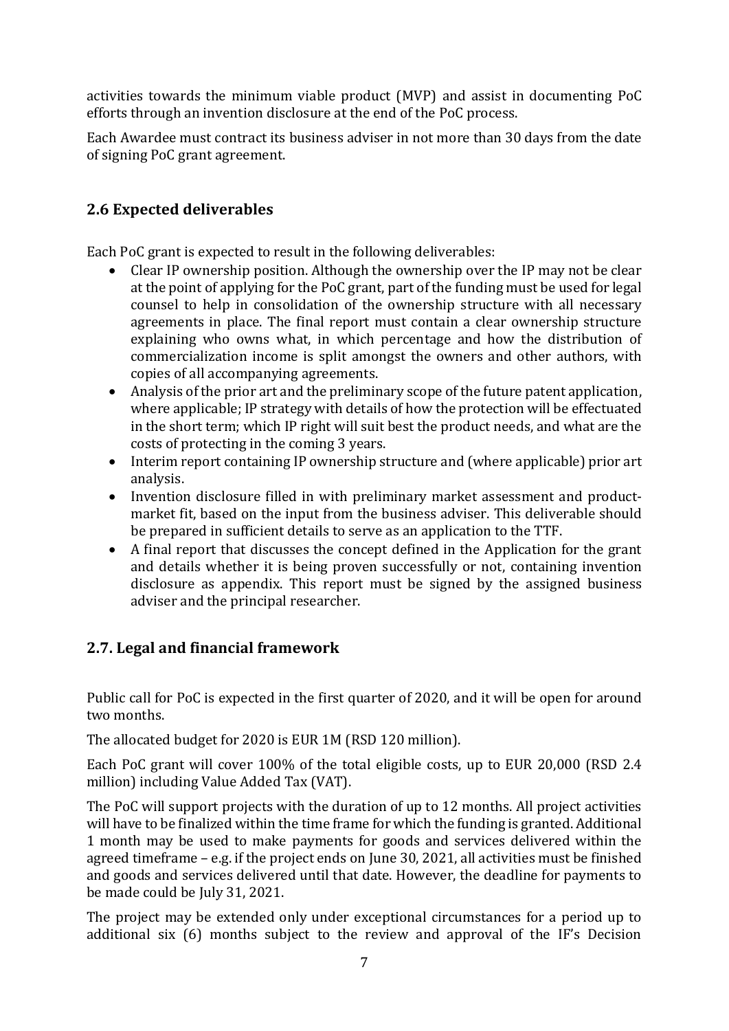activities towards the minimum viable product (MVP) and assist in documenting PoC efforts through an invention disclosure at the end of the PoC process.

Each Awardee must contract its business adviser in not more than 30 days from the date of signing PoC grant agreement.

## 2.6 Expected deliverables

Each PoC grant is expected to result in the following deliverables:

- Clear IP ownership position. Although the ownership over the IP may not be clear at the point of applying for the PoC grant, part of the funding must be used for legal counsel to help in consolidation of the ownership structure with all necessary agreements in place. The final report must contain a clear ownership structure explaining who owns what, in which percentage and how the distribution of commercialization income is split amongst the owners and other authors, with copies of all accompanying agreements.
- Analysis of the prior art and the preliminary scope of the future patent application, where applicable; IP strategy with details of how the protection will be effectuated in the short term; which IP right will suit best the product needs, and what are the costs of protecting in the coming 3 years.
- Interim report containing IP ownership structure and (where applicable) prior art analysis.
- Invention disclosure filled in with preliminary market assessment and product-market fit, based on the input from the business adviser. This deliverable should be prepared in sufficient details to serve as an application to the TTF.
- A final report that discusses the concept defined in the Application for the grant and details whether it is being proven successfully or not, containing invention disclosure as appendix. This report must be signed by the assigned business adviser and the principal researcher.

## 2.7. Legal and financial framework

Public call for PoC is expected in the first quarter of 2020, and it will be open for around two months.

The allocated budget for 2020 is EUR 1M (RSD 120 million).

Each PoC grant will cover 100% of the total eligible costs, up to EUR 20,000 (RSD 2.4 million) including Value Added Tax (VAT).

The PoC will support projects with the duration of up to 12 months. All project activities will have to be finalized within the time frame for which the funding is granted. Additional 1 month may be used to make payments for goods and services delivered within the agreed timeframe – e.g. if the project ends on June 30, 2021, all activities must be finished and goods and services delivered until that date. However, the deadline for payments to be made could be July 31, 2021.

The project may be extended only under exceptional circumstances for a period up to additional six (6) months subject to the review and approval of the IF's Decision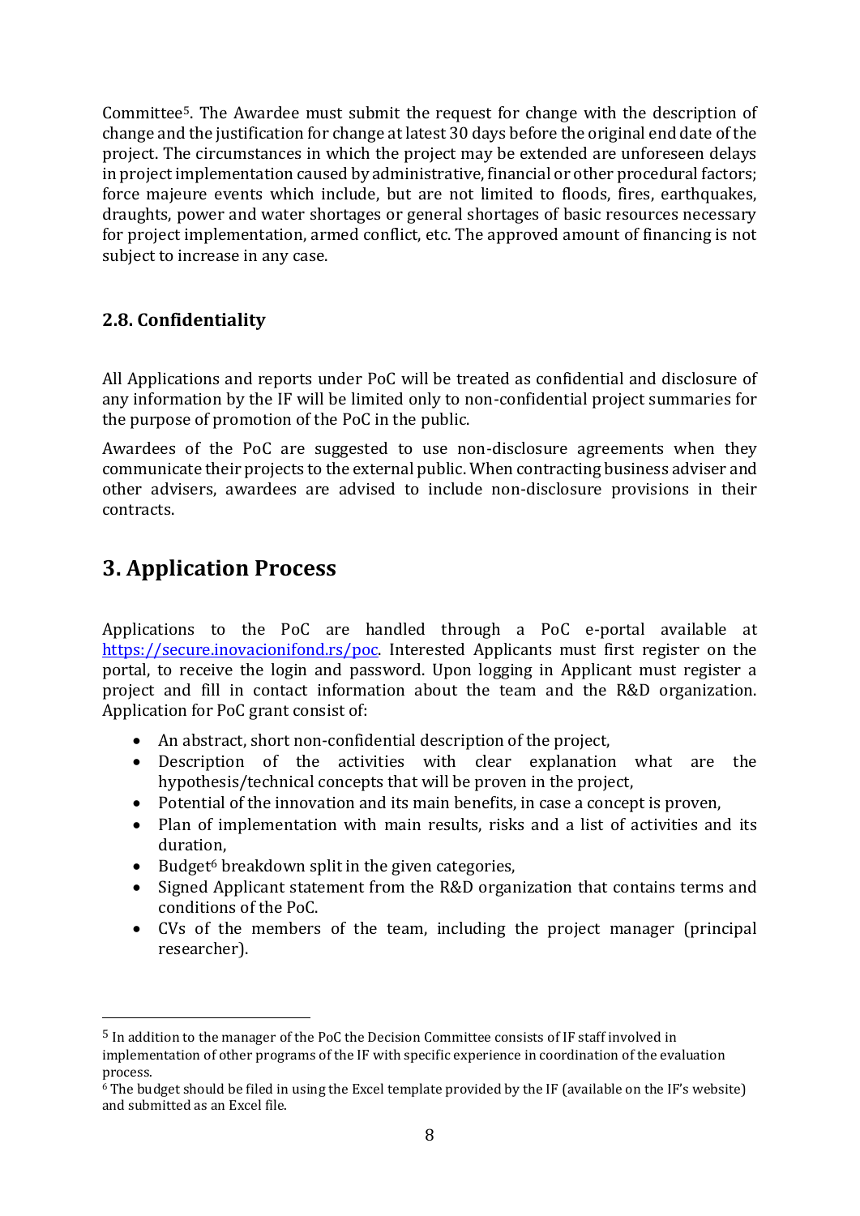Committee[5]. The Awardee must submit the request for change with the description of change and the justification for change at latest 30 days before the original end date of the project. The circumstances in which the project may be extended are unforeseen delays in project implementation caused by administrative, financial or other procedural factors; force majeure events which include, but are not limited to floods, fires, earthquakes, draughts, power and water shortages or general shortages of basic resources necessary for project implementation, armed conflict, etc. The approved amount of financing is not subject to increase in any case.

### 2.8. Confidentiality

All Applications and reports under PoC will be treated as confidential and disclosure of any information by the IF will be limited only to non-confidential project summaries for the purpose of promotion of the PoC in the public.

Awardees of the PoC are suggested to use non-disclosure agreements when they communicate their projects to the external public. When contracting business adviser and other advisers, awardees are advised to include non-disclosure provisions in their contracts.

## 3. Application Process

Applications to the PoC are handled through a PoC e-portal available at https://secure.inovacionifond.rs/poc. Interested Applicants must first register on the portal, to receive the login and password. Upon logging in Applicant must register a project and fill in contact information about the team and the R&D organization. Application for PoC grant consist of:

- An abstract, short non-confidential description of the project,
- Description of the activities with clear explanation what are the hypothesis/technical concepts that will be proven in the project,
- Potential of the innovation and its main benefits, in case a concept is proven,
- Plan of implementation with main results, risks and a list of activities and its duration,
- Budget[6] breakdown split in the given categories,
- Signed Applicant statement from the R&D organization that contains terms and conditions of the PoC.
- CVs of the members of the team, including the project manager (principal researcher).

---

[5] In addition to the manager of the PoC the Decision Committee consists of IF staff involved in implementation of other programs of the IF with specific experience in coordination of the evaluation process.

[6] The budget should be filed in using the Excel template provided by the IF (available on the IF's website) and submitted as an Excel file.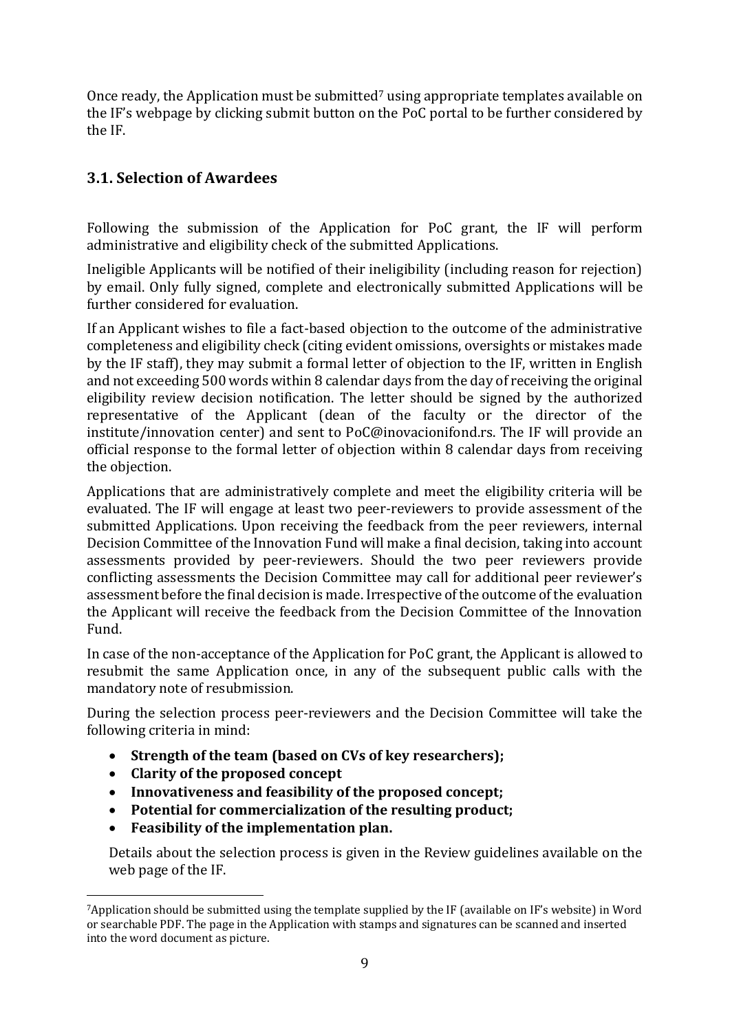Once ready, the Application must be submitted[7] using appropriate templates available on the IF's webpage by clicking submit button on the PoC portal to be further considered by the IF.

## 3.1. Selection of Awardees

Following the submission of the Application for PoC grant, the IF will perform administrative and eligibility check of the submitted Applications.

Ineligible Applicants will be notified of their ineligibility (including reason for rejection) by email. Only fully signed, complete and electronically submitted Applications will be further considered for evaluation.

If an Applicant wishes to file a fact-based objection to the outcome of the administrative completeness and eligibility check (citing evident omissions, oversights or mistakes made by the IF staff), they may submit a formal letter of objection to the IF, written in English and not exceeding 500 words within 8 calendar days from the day of receiving the original eligibility review decision notification. The letter should be signed by the authorized representative of the Applicant (dean of the faculty or the director of the institute/innovation center) and sent to PoC@inovacionifond.rs. The IF will provide an official response to the formal letter of objection within 8 calendar days from receiving the objection.

Applications that are administratively complete and meet the eligibility criteria will be evaluated. The IF will engage at least two peer-reviewers to provide assessment of the submitted Applications. Upon receiving the feedback from the peer reviewers, internal Decision Committee of the Innovation Fund will make a final decision, taking into account assessments provided by peer-reviewers. Should the two peer reviewers provide conflicting assessments the Decision Committee may call for additional peer reviewer's assessment before the final decision is made. Irrespective of the outcome of the evaluation the Applicant will receive the feedback from the Decision Committee of the Innovation Fund.

In case of the non-acceptance of the Application for PoC grant, the Applicant is allowed to resubmit the same Application once, in any of the subsequent public calls with the mandatory note of resubmission.

During the selection process peer-reviewers and the Decision Committee will take the following criteria in mind:

- **Strength of the team (based on CVs of key researchers);**
- **Clarity of the proposed concept**
- **Innovativeness and feasibility of the proposed concept;**
- **Potential for commercialization of the resulting product;**
- **Feasibility of the implementation plan.**

Details about the selection process is given in the Review guidelines available on the web page of the IF.

[7]Application should be submitted using the template supplied by the IF (available on IF's website) in Word or searchable PDF. The page in the Application with stamps and signatures can be scanned and inserted into the word document as picture.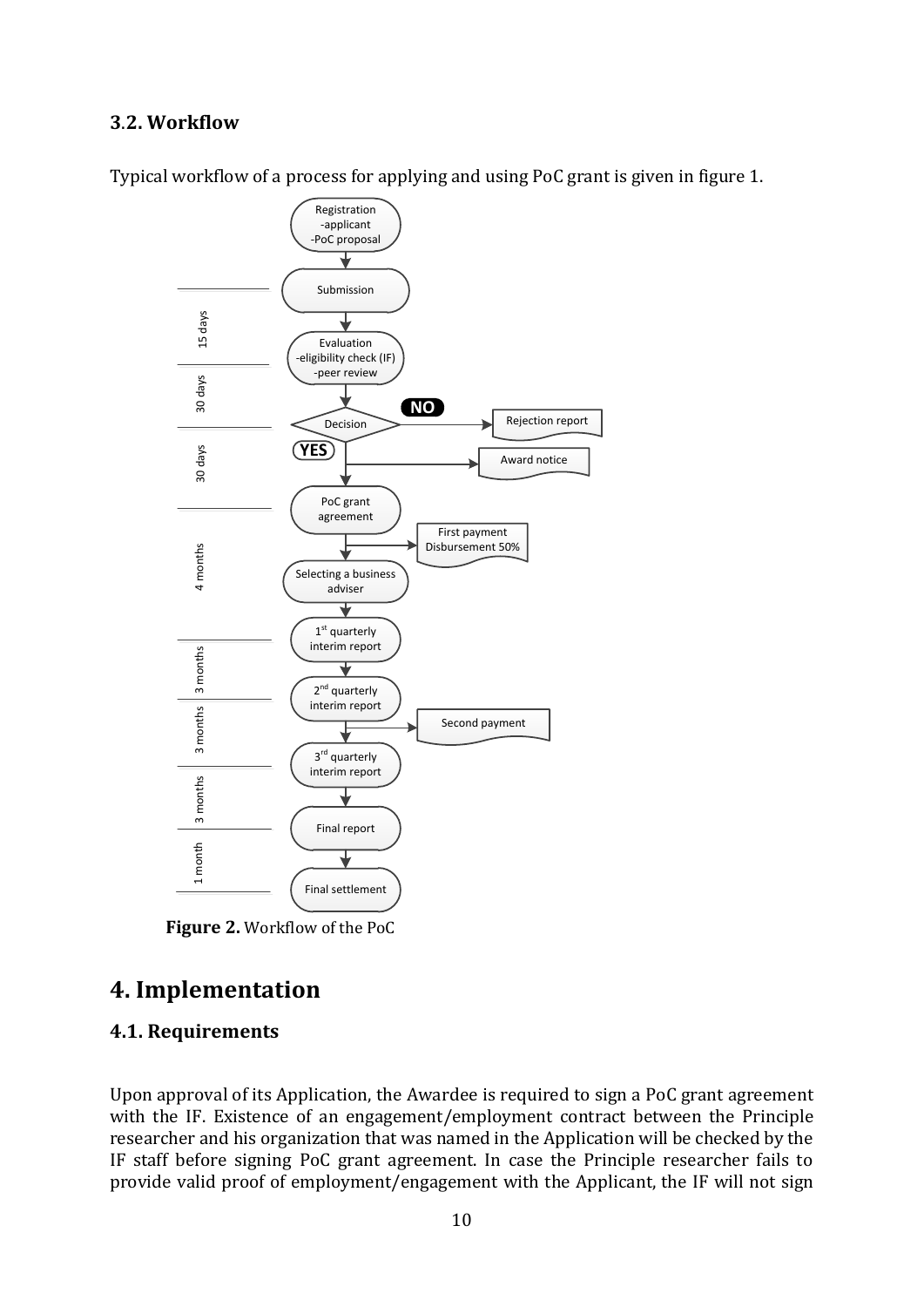### 3.2. Workflow

Typical workflow of a process for applying and using PoC grant is given in figure 1.

**Figure 2.** Workflow of the PoC

# 4. Implementation

### 4.1. Requirements

Upon approval of its Application, the Awardee is required to sign a PoC grant agreement with the IF. Existence of an engagement/employment contract between the Principle researcher and his organization that was named in the Application will be checked by the IF staff before signing PoC grant agreement. In case the Principle researcher fails to provide valid proof of employment/engagement with the Applicant, the IF will not sign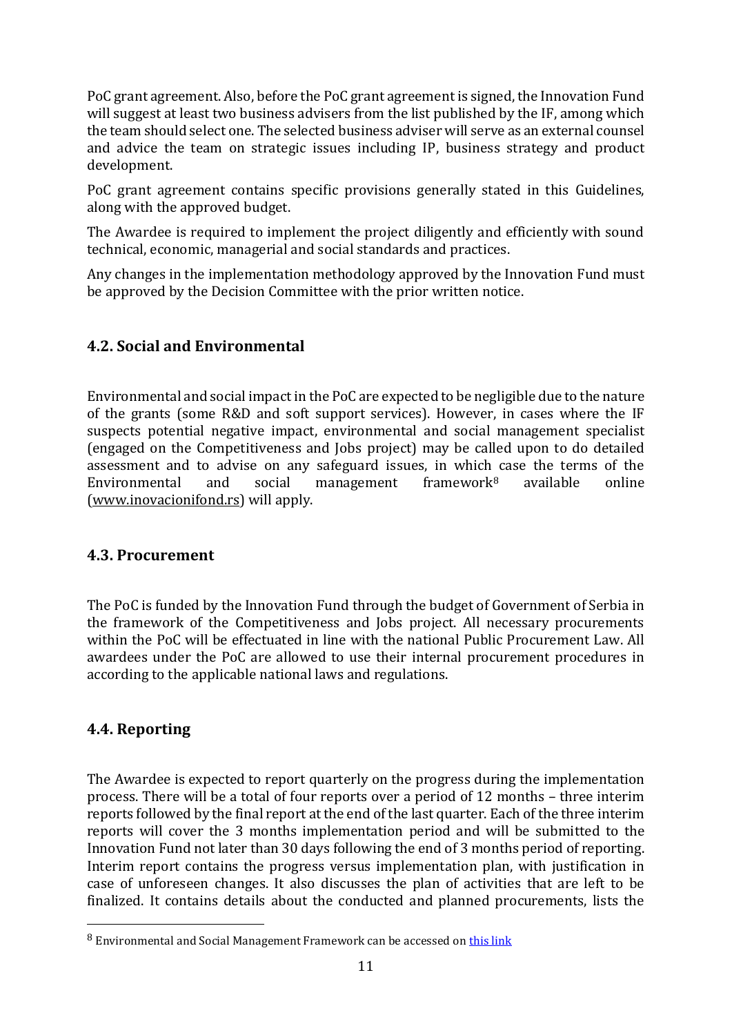PoC grant agreement. Also, before the PoC grant agreement is signed, the Innovation Fund will suggest at least two business advisers from the list published by the IF, among which the team should select one. The selected business adviser will serve as an external counsel and advice the team on strategic issues including IP, business strategy and product development.

PoC grant agreement contains specific provisions generally stated in this Guidelines, along with the approved budget.

The Awardee is required to implement the project diligently and efficiently with sound technical, economic, managerial and social standards and practices.

Any changes in the implementation methodology approved by the Innovation Fund must be approved by the Decision Committee with the prior written notice.

### 4.2. Social and Environmental

Environmental and social impact in the PoC are expected to be negligible due to the nature of the grants (some R&D and soft support services). However, in cases where the IF suspects potential negative impact, environmental and social management specialist (engaged on the Competitiveness and Jobs project) may be called upon to do detailed assessment and to advise on any safeguard issues, in which case the terms of the Environmental and social management framework[8] available online (www.inovacionifond.rs) will apply.

### 4.3. Procurement

The PoC is funded by the Innovation Fund through the budget of Government of Serbia in the framework of the Competitiveness and Jobs project. All necessary procurements within the PoC will be effectuated in line with the national Public Procurement Law. All awardees under the PoC are allowed to use their internal procurement procedures in according to the applicable national laws and regulations.

### 4.4. Reporting

The Awardee is expected to report quarterly on the progress during the implementation process. There will be a total of four reports over a period of 12 months – three interim reports followed by the final report at the end of the last quarter. Each of the three interim reports will cover the 3 months implementation period and will be submitted to the Innovation Fund not later than 30 days following the end of 3 months period of reporting. Interim report contains the progress versus implementation plan, with justification in case of unforeseen changes. It also discusses the plan of activities that are left to be finalized. It contains details about the conducted and planned procurements, lists the

[8] Environmental and Social Management Framework can be accessed on this link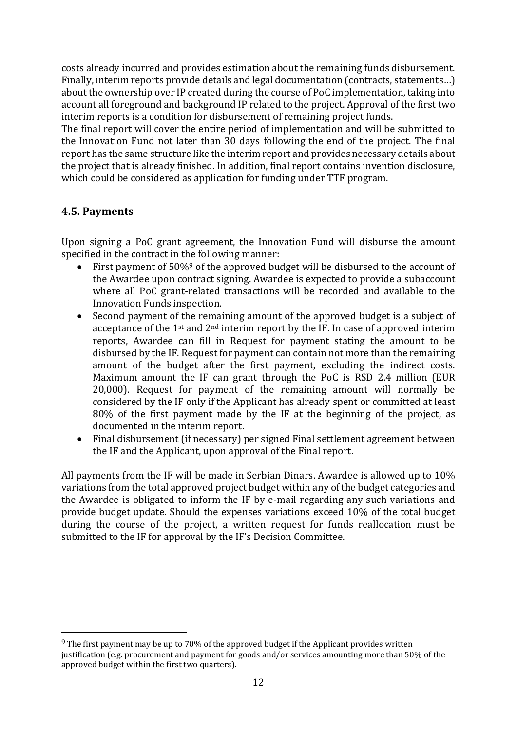costs already incurred and provides estimation about the remaining funds disbursement. Finally, interim reports provide details and legal documentation (contracts, statements…) about the ownership over IP created during the course of PoC implementation, taking into account all foreground and background IP related to the project. Approval of the first two interim reports is a condition for disbursement of remaining project funds.

The final report will cover the entire period of implementation and will be submitted to the Innovation Fund not later than 30 days following the end of the project. The final report has the same structure like the interim report and provides necessary details about the project that is already finished. In addition, final report contains invention disclosure, which could be considered as application for funding under TTF program.

## 4.5. Payments

Upon signing a PoC grant agreement, the Innovation Fund will disburse the amount specified in the contract in the following manner:

- First payment of 50%[9] of the approved budget will be disbursed to the account of the Awardee upon contract signing. Awardee is expected to provide a subaccount where all PoC grant-related transactions will be recorded and available to the Innovation Funds inspection.
- Second payment of the remaining amount of the approved budget is a subject of acceptance of the 1st and 2nd interim report by the IF. In case of approved interim reports, Awardee can fill in Request for payment stating the amount to be disbursed by the IF. Request for payment can contain not more than the remaining amount of the budget after the first payment, excluding the indirect costs. Maximum amount the IF can grant through the PoC is RSD 2.4 million (EUR 20,000). Request for payment of the remaining amount will normally be considered by the IF only if the Applicant has already spent or committed at least 80% of the first payment made by the IF at the beginning of the project, as documented in the interim report.
- Final disbursement (if necessary) per signed Final settlement agreement between the IF and the Applicant, upon approval of the Final report.

All payments from the IF will be made in Serbian Dinars. Awardee is allowed up to 10% variations from the total approved project budget within any of the budget categories and the Awardee is obligated to inform the IF by e-mail regarding any such variations and provide budget update. Should the expenses variations exceed 10% of the total budget during the course of the project, a written request for funds reallocation must be submitted to the IF for approval by the IF's Decision Committee.

[9] The first payment may be up to 70% of the approved budget if the Applicant provides written justification (e.g. procurement and payment for goods and/or services amounting more than 50% of the approved budget within the first two quarters).